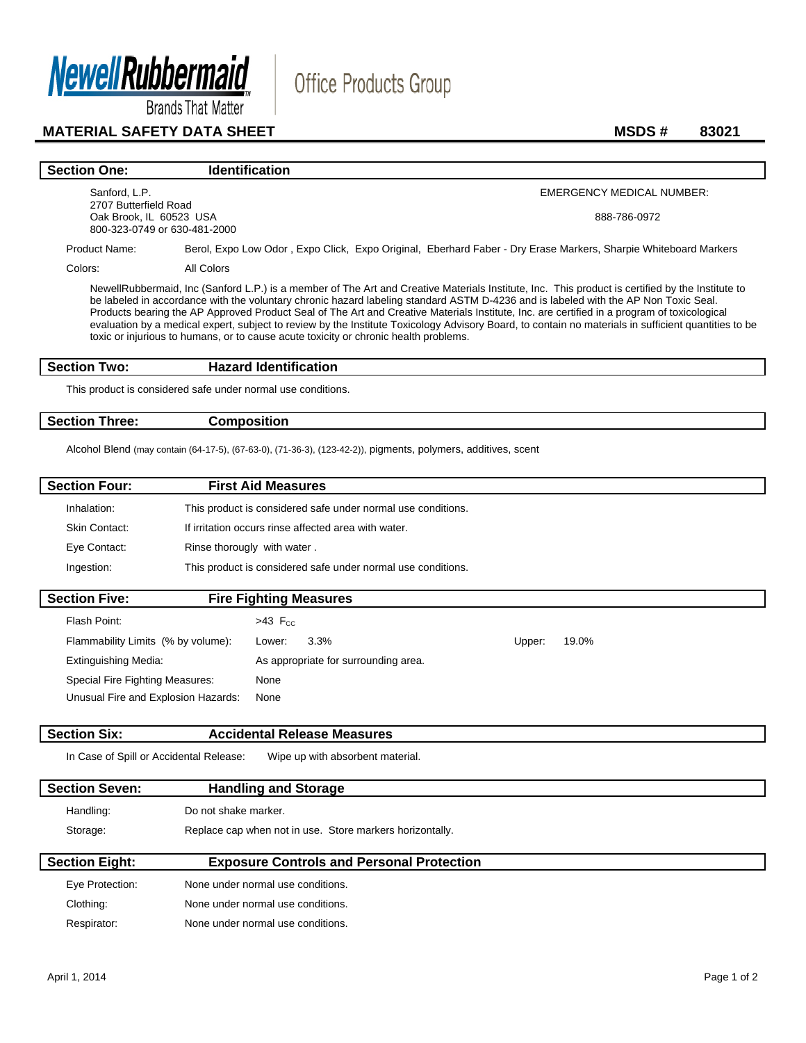NewellRubbermaid
Brands That Matter

Office Products Group

# MATERIAL SAFETY DATA SHEET

**MSDS # 83021**

## Section One: Identification

Sanford, L.P.
2707 Butterfield Road
Oak Brook, IL 60523 USA
800-323-0749 or 630-481-2000

EMERGENCY MEDICAL NUMBER:

888-786-0972

Product Name: Berol, Expo Low Odor , Expo Click, Expo Original, Eberhard Faber - Dry Erase Markers, Sharpie Whiteboard Markers

Colors: All Colors

NewellRubbermaid, Inc (Sanford L.P.) is a member of The Art and Creative Materials Institute, Inc. This product is certified by the Institute to be labeled in accordance with the voluntary chronic hazard labeling standard ASTM D-4236 and is labeled with the AP Non Toxic Seal. Products bearing the AP Approved Product Seal of The Art and Creative Materials Institute, Inc. are certified in a program of toxicological evaluation by a medical expert, subject to review by the Institute Toxicology Advisory Board, to contain no materials in sufficient quantities to be toxic or injurious to humans, or to cause acute toxicity or chronic health problems.

## Section Two: Hazard Identification

This product is considered safe under normal use conditions.

## Section Three: Composition

Alcohol Blend (may contain (64-17-5), (67-63-0), (71-36-3), (123-42-2)), pigments, polymers, additives, scent

## Section Four: First Aid Measures

Inhalation: This product is considered safe under normal use conditions.

Skin Contact: If irritation occurs rinse affected area with water.

Eye Contact: Rinse thorougly with water .

Ingestion: This product is considered safe under normal use conditions.

## Section Five: Fire Fighting Measures

Flash Point: >43 $F_{CC}$

Flammability Limits (% by volume): Lower: 3.3% Upper: 19.0%

Extinguishing Media: As appropriate for surrounding area.

Special Fire Fighting Measures: None

Unusual Fire and Explosion Hazards: None

## Section Six: Accidental Release Measures

In Case of Spill or Accidental Release: Wipe up with absorbent material.

## Section Seven: Handling and Storage

Handling: Do not shake marker.

Storage: Replace cap when not in use. Store markers horizontally.

## Section Eight: Exposure Controls and Personal Protection

Eye Protection: None under normal use conditions.

Clothing: None under normal use conditions.

Respirator: None under normal use conditions.

April 1, 2014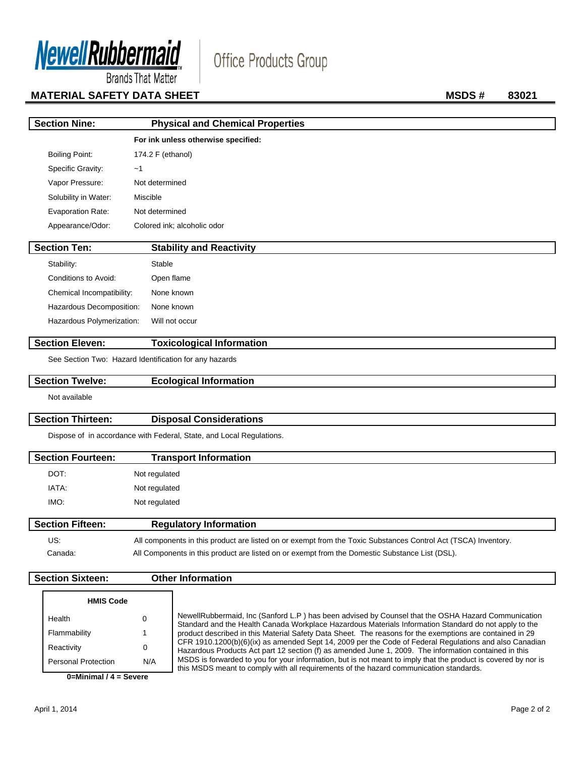**NewellRubbermaid** Brands That Matter | Office Products Group

**MATERIAL SAFETY DATA SHEET** **MSDS # 83021**

## Section Nine: Physical and Chemical Properties

**For ink unless otherwise specified:**

| | |
|---|---|
| Boiling Point: | 174.2 F (ethanol) |
| Specific Gravity: | ~1 |
| Vapor Pressure: | Not determined |
| Solubility in Water: | Miscible |
| Evaporation Rate: | Not determined |
| Appearance/Odor: | Colored ink; alcoholic odor |

## Section Ten: Stability and Reactivity

| | |
|---|---|
| Stability: | Stable |
| Conditions to Avoid: | Open flame |
| Chemical Incompatibility: | None known |
| Hazardous Decomposition: | None known |
| Hazardous Polymerization: | Will not occur |

## Section Eleven: Toxicological Information

See Section Two: Hazard Identification for any hazards

## Section Twelve: Ecological Information

Not available

## Section Thirteen: Disposal Considerations

Dispose of in accordance with Federal, State, and Local Regulations.

## Section Fourteen: Transport Information

| | |
|---|---|
| DOT: | Not regulated |
| IATA: | Not regulated |
| IMO: | Not regulated |

## Section Fifteen: Regulatory Information

| | |
|---|---|
| US: | All components in this product are listed on or exempt from the Toxic Substances Control Act (TSCA) Inventory. |
| Canada: | All Components in this product are listed on or exempt from the Domestic Substance List (DSL). |

## Section Sixteen: Other Information

| HMIS Code | |
|---|---|
| Health | 0 |
| Flammability | 1 |
| Reactivity | 0 |
| Personal Protection | N/A |

**0=Minimal / 4 = Severe**

NewellRubbermaid, Inc (Sanford L.P ) has been advised by Counsel that the OSHA Hazard Communication Standard and the Health Canada Workplace Hazardous Materials Information Standard do not apply to the product described in this Material Safety Data Sheet. The reasons for the exemptions are contained in 29 CFR 1910.1200(b)(6)(ix) as amended Sept 14, 2009 per the Code of Federal Regulations and also Canadian Hazardous Products Act part 12 section (f) as amended June 1, 2009. The information contained in this MSDS is forwarded to you for your information, but is not meant to imply that the product is covered by nor is this MSDS meant to comply with all requirements of the hazard communication standards.

April 1, 2014